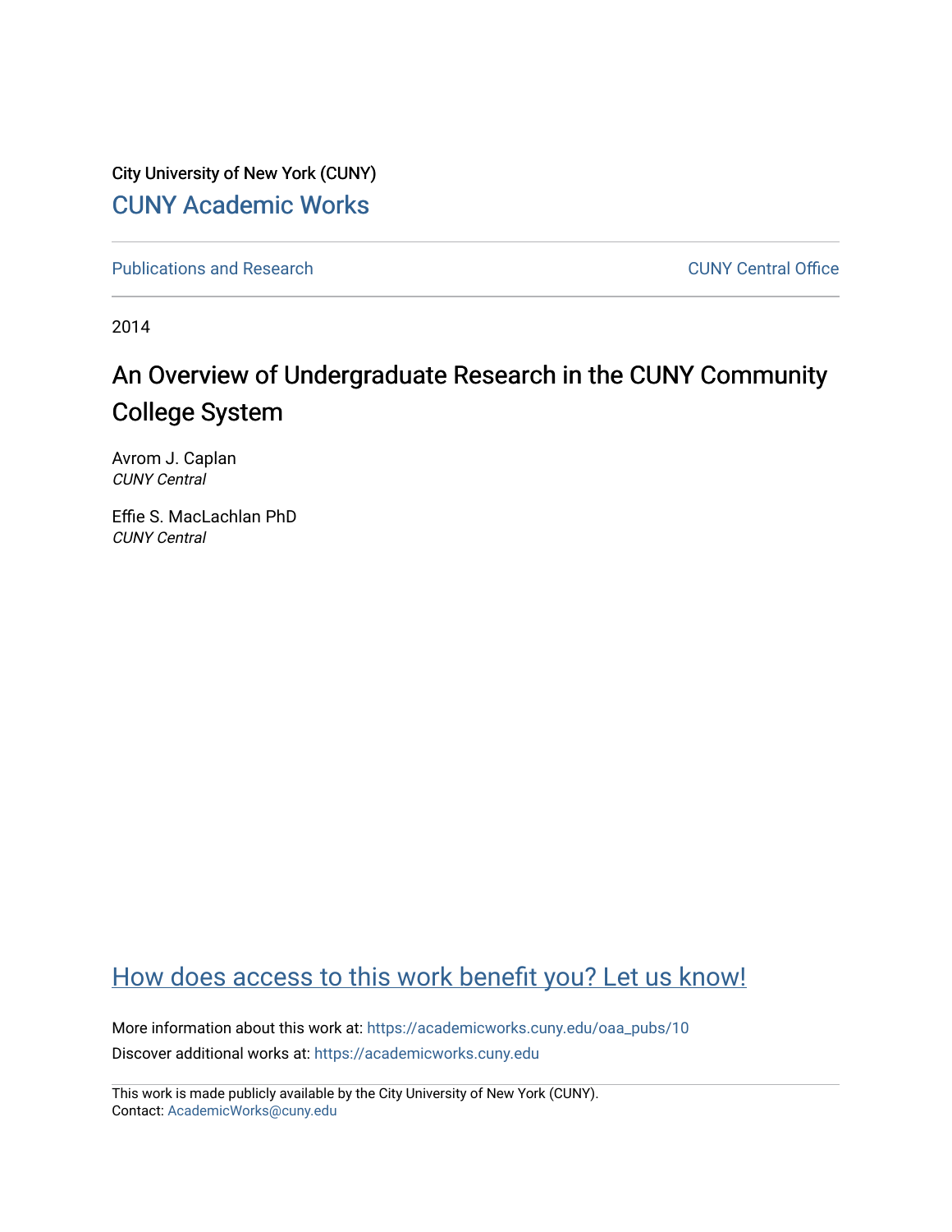City University of New York (CUNY)

CUNY Academic Works

Publications and Research

CUNY Central Office

2014

# An Overview of Undergraduate Research in the CUNY Community College System

Avrom J. Caplan
*CUNY Central*

Effie S. MacLachlan PhD
*CUNY Central*

How does access to this work benefit you? Let us know!

More information about this work at: https://academicworks.cuny.edu/oaa_pubs/10

Discover additional works at: https://academicworks.cuny.edu

This work is made publicly available by the City University of New York (CUNY).
Contact: AcademicWorks@cuny.edu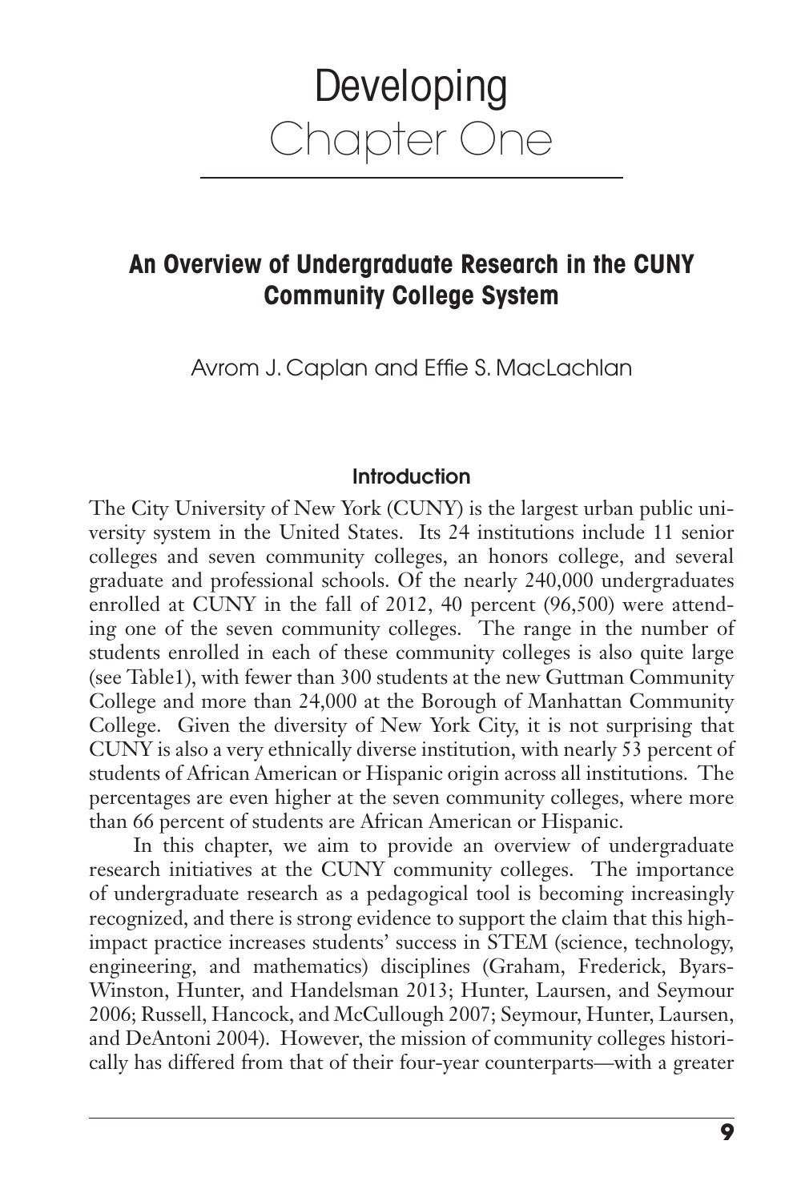# Developing Chapter One

## An Overview of Undergraduate Research in the CUNY Community College System

Avrom J. Caplan and Effie S. MacLachlan

### Introduction

The City University of New York (CUNY) is the largest urban public university system in the United States. Its 24 institutions include 11 senior colleges and seven community colleges, an honors college, and several graduate and professional schools. Of the nearly 240,000 undergraduates enrolled at CUNY in the fall of 2012, 40 percent (96,500) were attending one of the seven community colleges. The range in the number of students enrolled in each of these community colleges is also quite large (see Table1), with fewer than 300 students at the new Guttman Community College and more than 24,000 at the Borough of Manhattan Community College. Given the diversity of New York City, it is not surprising that CUNY is also a very ethnically diverse institution, with nearly 53 percent of students of African American or Hispanic origin across all institutions. The percentages are even higher at the seven community colleges, where more than 66 percent of students are African American or Hispanic.

In this chapter, we aim to provide an overview of undergraduate research initiatives at the CUNY community colleges. The importance of undergraduate research as a pedagogical tool is becoming increasingly recognized, and there is strong evidence to support the claim that this high-impact practice increases students' success in STEM (science, technology, engineering, and mathematics) disciplines (Graham, Frederick, Byars-Winston, Hunter, and Handelsman 2013; Hunter, Laursen, and Seymour 2006; Russell, Hancock, and McCullough 2007; Seymour, Hunter, Laursen, and DeAntoni 2004). However, the mission of community colleges historically has differed from that of their four-year counterparts—with a greater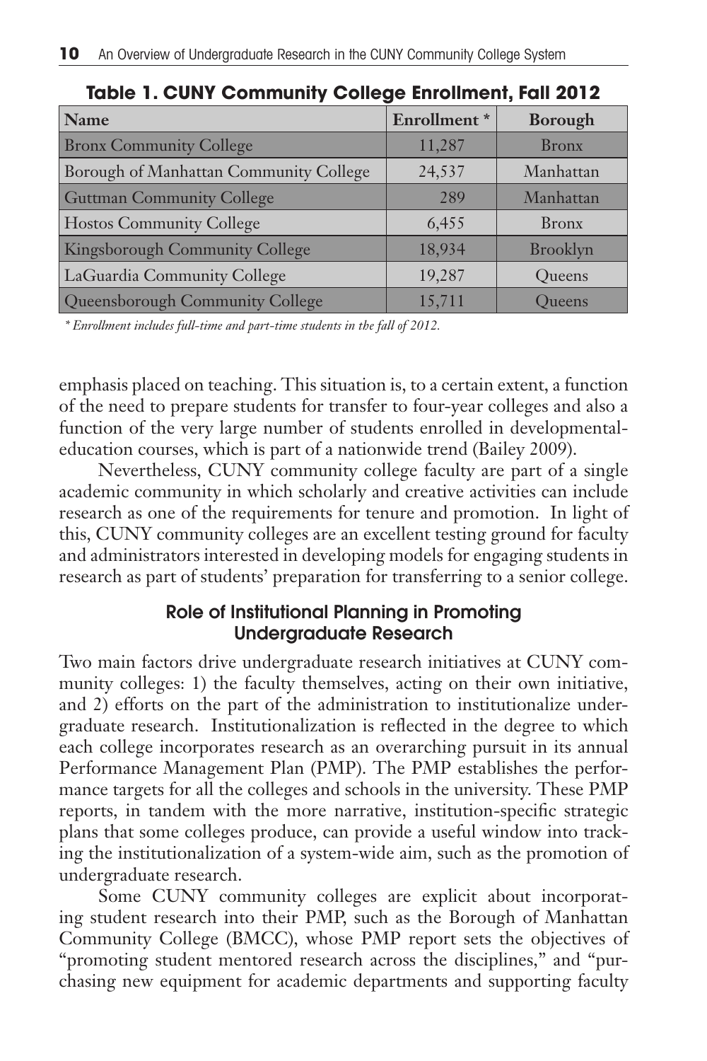**Table 1. CUNY Community College Enrollment, Fall 2012**

| Name | Enrollment * | Borough |
|---|---|---|
| Bronx Community College | 11,287 | Bronx |
| Borough of Manhattan Community College | 24,537 | Manhattan |
| Guttman Community College | 289 | Manhattan |
| Hostos Community College | 6,455 | Bronx |
| Kingsborough Community College | 18,934 | Brooklyn |
| LaGuardia Community College | 19,287 | Queens |
| Queensborough Community College | 15,711 | Queens |

*\* Enrollment includes full-time and part-time students in the fall of 2012.*

emphasis placed on teaching. This situation is, to a certain extent, a function of the need to prepare students for transfer to four-year colleges and also a function of the very large number of students enrolled in developmental-education courses, which is part of a nationwide trend (Bailey 2009).

Nevertheless, CUNY community college faculty are part of a single academic community in which scholarly and creative activities can include research as one of the requirements for tenure and promotion. In light of this, CUNY community colleges are an excellent testing ground for faculty and administrators interested in developing models for engaging students in research as part of students' preparation for transferring to a senior college.

## Role of Institutional Planning in Promoting Undergraduate Research

Two main factors drive undergraduate research initiatives at CUNY community colleges: 1) the faculty themselves, acting on their own initiative, and 2) efforts on the part of the administration to institutionalize undergraduate research. Institutionalization is reflected in the degree to which each college incorporates research as an overarching pursuit in its annual Performance Management Plan (PMP). The PMP establishes the performance targets for all the colleges and schools in the university. These PMP reports, in tandem with the more narrative, institution-specific strategic plans that some colleges produce, can provide a useful window into tracking the institutionalization of a system-wide aim, such as the promotion of undergraduate research.

Some CUNY community colleges are explicit about incorporating student research into their PMP, such as the Borough of Manhattan Community College (BMCC), whose PMP report sets the objectives of "promoting student mentored research across the disciplines," and "purchasing new equipment for academic departments and supporting faculty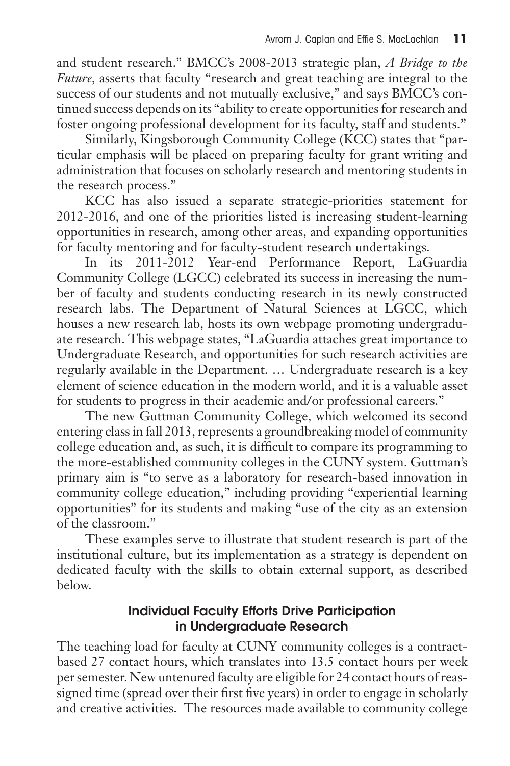and student research." BMCC's 2008-2013 strategic plan, *A Bridge to the Future*, asserts that faculty "research and great teaching are integral to the success of our students and not mutually exclusive," and says BMCC's continued success depends on its "ability to create opportunities for research and foster ongoing professional development for its faculty, staff and students."

Similarly, Kingsborough Community College (KCC) states that "particular emphasis will be placed on preparing faculty for grant writing and administration that focuses on scholarly research and mentoring students in the research process."

KCC has also issued a separate strategic-priorities statement for 2012-2016, and one of the priorities listed is increasing student-learning opportunities in research, among other areas, and expanding opportunities for faculty mentoring and for faculty-student research undertakings.

In its 2011-2012 Year-end Performance Report, LaGuardia Community College (LGCC) celebrated its success in increasing the number of faculty and students conducting research in its newly constructed research labs. The Department of Natural Sciences at LGCC, which houses a new research lab, hosts its own webpage promoting undergraduate research. This webpage states, "LaGuardia attaches great importance to Undergraduate Research, and opportunities for such research activities are regularly available in the Department. … Undergraduate research is a key element of science education in the modern world, and it is a valuable asset for students to progress in their academic and/or professional careers."

The new Guttman Community College, which welcomed its second entering class in fall 2013, represents a groundbreaking model of community college education and, as such, it is difficult to compare its programming to the more-established community colleges in the CUNY system. Guttman's primary aim is "to serve as a laboratory for research-based innovation in community college education," including providing "experiential learning opportunities" for its students and making "use of the city as an extension of the classroom."

These examples serve to illustrate that student research is part of the institutional culture, but its implementation as a strategy is dependent on dedicated faculty with the skills to obtain external support, as described below.

## Individual Faculty Efforts Drive Participation in Undergraduate Research

The teaching load for faculty at CUNY community colleges is a contract-based 27 contact hours, which translates into 13.5 contact hours per week per semester. New untenured faculty are eligible for 24 contact hours of reassigned time (spread over their first five years) in order to engage in scholarly and creative activities. The resources made available to community college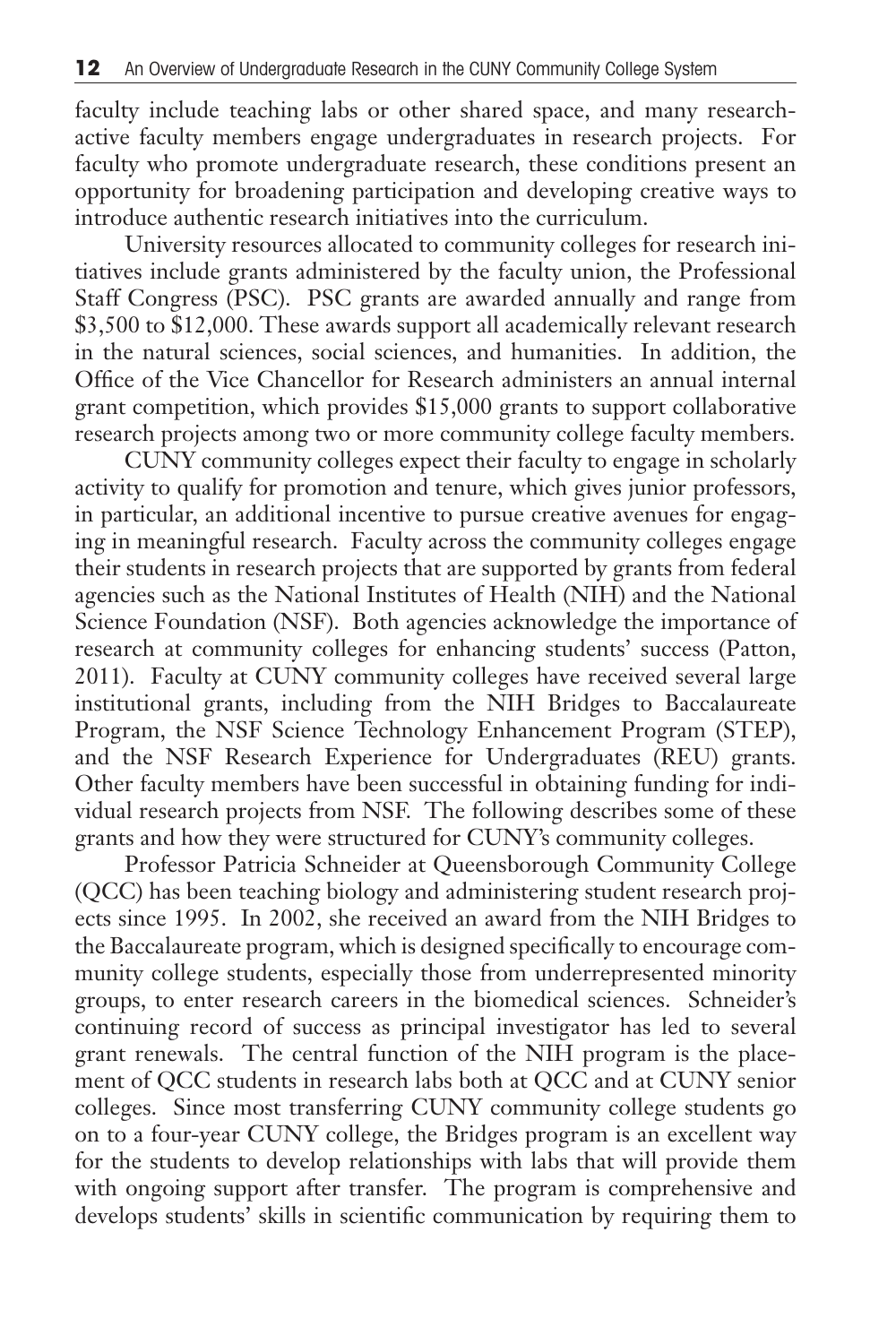faculty include teaching labs or other shared space, and many research-active faculty members engage undergraduates in research projects. For faculty who promote undergraduate research, these conditions present an opportunity for broadening participation and developing creative ways to introduce authentic research initiatives into the curriculum.

University resources allocated to community colleges for research initiatives include grants administered by the faculty union, the Professional Staff Congress (PSC). PSC grants are awarded annually and range from $3,500 to $12,000. These awards support all academically relevant research in the natural sciences, social sciences, and humanities. In addition, the Office of the Vice Chancellor for Research administers an annual internal grant competition, which provides $15,000 grants to support collaborative research projects among two or more community college faculty members.

CUNY community colleges expect their faculty to engage in scholarly activity to qualify for promotion and tenure, which gives junior professors, in particular, an additional incentive to pursue creative avenues for engaging in meaningful research. Faculty across the community colleges engage their students in research projects that are supported by grants from federal agencies such as the National Institutes of Health (NIH) and the National Science Foundation (NSF). Both agencies acknowledge the importance of research at community colleges for enhancing students' success (Patton, 2011). Faculty at CUNY community colleges have received several large institutional grants, including from the NIH Bridges to Baccalaureate Program, the NSF Science Technology Enhancement Program (STEP), and the NSF Research Experience for Undergraduates (REU) grants. Other faculty members have been successful in obtaining funding for individual research projects from NSF. The following describes some of these grants and how they were structured for CUNY's community colleges.

Professor Patricia Schneider at Queensborough Community College (QCC) has been teaching biology and administering student research projects since 1995. In 2002, she received an award from the NIH Bridges to the Baccalaureate program, which is designed specifically to encourage community college students, especially those from underrepresented minority groups, to enter research careers in the biomedical sciences. Schneider's continuing record of success as principal investigator has led to several grant renewals. The central function of the NIH program is the placement of QCC students in research labs both at QCC and at CUNY senior colleges. Since most transferring CUNY community college students go on to a four-year CUNY college, the Bridges program is an excellent way for the students to develop relationships with labs that will provide them with ongoing support after transfer. The program is comprehensive and develops students' skills in scientific communication by requiring them to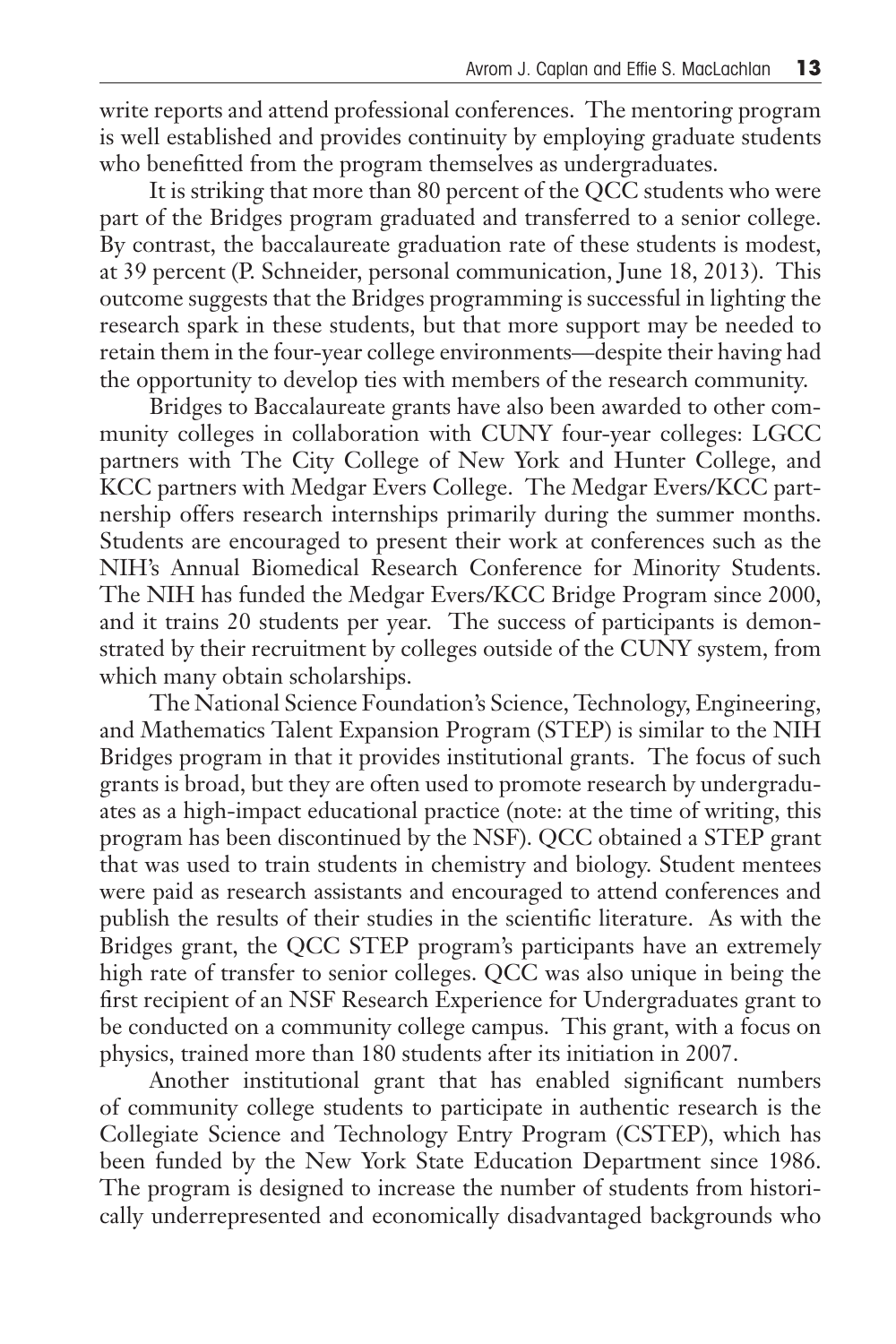write reports and attend professional conferences. The mentoring program is well established and provides continuity by employing graduate students who benefitted from the program themselves as undergraduates.

It is striking that more than 80 percent of the QCC students who were part of the Bridges program graduated and transferred to a senior college. By contrast, the baccalaureate graduation rate of these students is modest, at 39 percent (P. Schneider, personal communication, June 18, 2013). This outcome suggests that the Bridges programming is successful in lighting the research spark in these students, but that more support may be needed to retain them in the four-year college environments—despite their having had the opportunity to develop ties with members of the research community.

Bridges to Baccalaureate grants have also been awarded to other community colleges in collaboration with CUNY four-year colleges: LGCC partners with The City College of New York and Hunter College, and KCC partners with Medgar Evers College. The Medgar Evers/KCC partnership offers research internships primarily during the summer months. Students are encouraged to present their work at conferences such as the NIH's Annual Biomedical Research Conference for Minority Students. The NIH has funded the Medgar Evers/KCC Bridge Program since 2000, and it trains 20 students per year. The success of participants is demonstrated by their recruitment by colleges outside of the CUNY system, from which many obtain scholarships.

The National Science Foundation's Science, Technology, Engineering, and Mathematics Talent Expansion Program (STEP) is similar to the NIH Bridges program in that it provides institutional grants. The focus of such grants is broad, but they are often used to promote research by undergraduates as a high-impact educational practice (note: at the time of writing, this program has been discontinued by the NSF). QCC obtained a STEP grant that was used to train students in chemistry and biology. Student mentees were paid as research assistants and encouraged to attend conferences and publish the results of their studies in the scientific literature. As with the Bridges grant, the QCC STEP program's participants have an extremely high rate of transfer to senior colleges. QCC was also unique in being the first recipient of an NSF Research Experience for Undergraduates grant to be conducted on a community college campus. This grant, with a focus on physics, trained more than 180 students after its initiation in 2007.

Another institutional grant that has enabled significant numbers of community college students to participate in authentic research is the Collegiate Science and Technology Entry Program (CSTEP), which has been funded by the New York State Education Department since 1986. The program is designed to increase the number of students from historically underrepresented and economically disadvantaged backgrounds who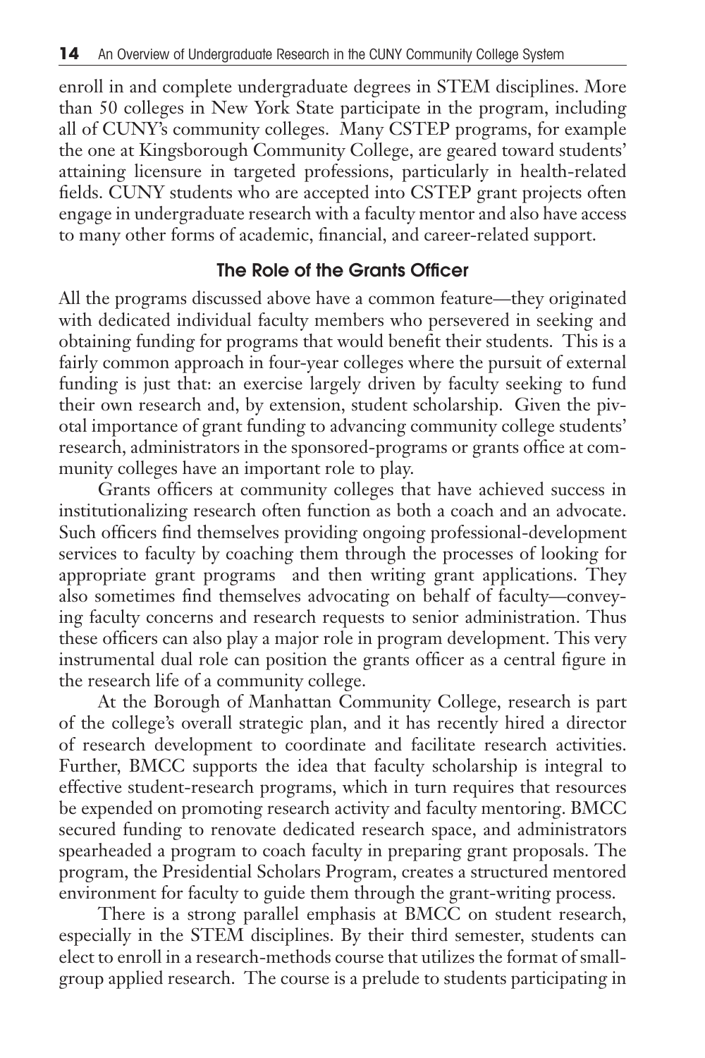enroll in and complete undergraduate degrees in STEM disciplines. More than 50 colleges in New York State participate in the program, including all of CUNY's community colleges. Many CSTEP programs, for example the one at Kingsborough Community College, are geared toward students' attaining licensure in targeted professions, particularly in health-related fields. CUNY students who are accepted into CSTEP grant projects often engage in undergraduate research with a faculty mentor and also have access to many other forms of academic, financial, and career-related support.

### The Role of the Grants Officer

All the programs discussed above have a common feature—they originated with dedicated individual faculty members who persevered in seeking and obtaining funding for programs that would benefit their students. This is a fairly common approach in four-year colleges where the pursuit of external funding is just that: an exercise largely driven by faculty seeking to fund their own research and, by extension, student scholarship. Given the pivotal importance of grant funding to advancing community college students' research, administrators in the sponsored-programs or grants office at community colleges have an important role to play.

Grants officers at community colleges that have achieved success in institutionalizing research often function as both a coach and an advocate. Such officers find themselves providing ongoing professional-development services to faculty by coaching them through the processes of looking for appropriate grant programs and then writing grant applications. They also sometimes find themselves advocating on behalf of faculty—conveying faculty concerns and research requests to senior administration. Thus these officers can also play a major role in program development. This very instrumental dual role can position the grants officer as a central figure in the research life of a community college.

At the Borough of Manhattan Community College, research is part of the college's overall strategic plan, and it has recently hired a director of research development to coordinate and facilitate research activities. Further, BMCC supports the idea that faculty scholarship is integral to effective student-research programs, which in turn requires that resources be expended on promoting research activity and faculty mentoring. BMCC secured funding to renovate dedicated research space, and administrators spearheaded a program to coach faculty in preparing grant proposals. The program, the Presidential Scholars Program, creates a structured mentored environment for faculty to guide them through the grant-writing process.

There is a strong parallel emphasis at BMCC on student research, especially in the STEM disciplines. By their third semester, students can elect to enroll in a research-methods course that utilizes the format of small-group applied research. The course is a prelude to students participating in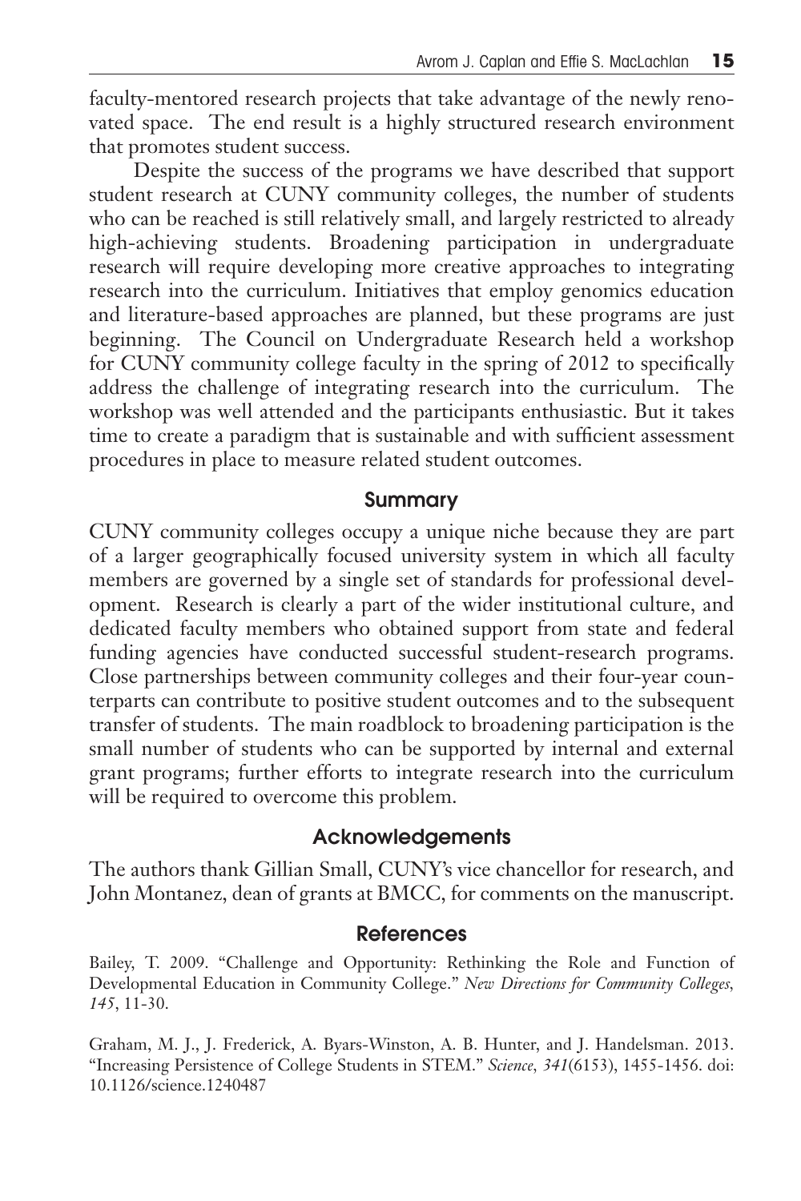faculty-mentored research projects that take advantage of the newly renovated space. The end result is a highly structured research environment that promotes student success.

Despite the success of the programs we have described that support student research at CUNY community colleges, the number of students who can be reached is still relatively small, and largely restricted to already high-achieving students. Broadening participation in undergraduate research will require developing more creative approaches to integrating research into the curriculum. Initiatives that employ genomics education and literature-based approaches are planned, but these programs are just beginning. The Council on Undergraduate Research held a workshop for CUNY community college faculty in the spring of 2012 to specifically address the challenge of integrating research into the curriculum. The workshop was well attended and the participants enthusiastic. But it takes time to create a paradigm that is sustainable and with sufficient assessment procedures in place to measure related student outcomes.

## Summary

CUNY community colleges occupy a unique niche because they are part of a larger geographically focused university system in which all faculty members are governed by a single set of standards for professional development. Research is clearly a part of the wider institutional culture, and dedicated faculty members who obtained support from state and federal funding agencies have conducted successful student-research programs. Close partnerships between community colleges and their four-year counterparts can contribute to positive student outcomes and to the subsequent transfer of students. The main roadblock to broadening participation is the small number of students who can be supported by internal and external grant programs; further efforts to integrate research into the curriculum will be required to overcome this problem.

## Acknowledgements

The authors thank Gillian Small, CUNY's vice chancellor for research, and John Montanez, dean of grants at BMCC, for comments on the manuscript.

## References

Bailey, T. 2009. "Challenge and Opportunity: Rethinking the Role and Function of Developmental Education in Community College." *New Directions for Community Colleges*, *145*, 11-30.

Graham, M. J., J. Frederick, A. Byars-Winston, A. B. Hunter, and J. Handelsman. 2013. "Increasing Persistence of College Students in STEM." *Science*, *341*(6153), 1455-1456. doi: 10.1126/science.1240487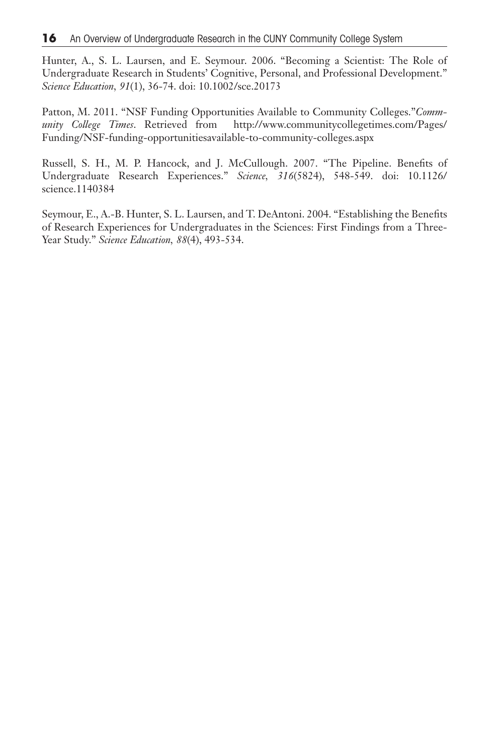Hunter, A., S. L. Laursen, and E. Seymour. 2006. "Becoming a Scientist: The Role of Undergraduate Research in Students' Cognitive, Personal, and Professional Development." *Science Education*, *91*(1), 36-74. doi: 10.1002/sce.20173

Patton, M. 2011. "NSF Funding Opportunities Available to Community Colleges."*Community College Times*. Retrieved from http://www.communitycollegetimes.com/Pages/Funding/NSF-funding-opportunitiesavailable-to-community-colleges.aspx

Russell, S. H., M. P. Hancock, and J. McCullough. 2007. "The Pipeline. Benefits of Undergraduate Research Experiences." *Science*, *316*(5824), 548-549. doi: 10.1126/science.1140384

Seymour, E., A.-B. Hunter, S. L. Laursen, and T. DeAntoni. 2004. "Establishing the Benefits of Research Experiences for Undergraduates in the Sciences: First Findings from a Three-Year Study." *Science Education*, *88*(4), 493-534.